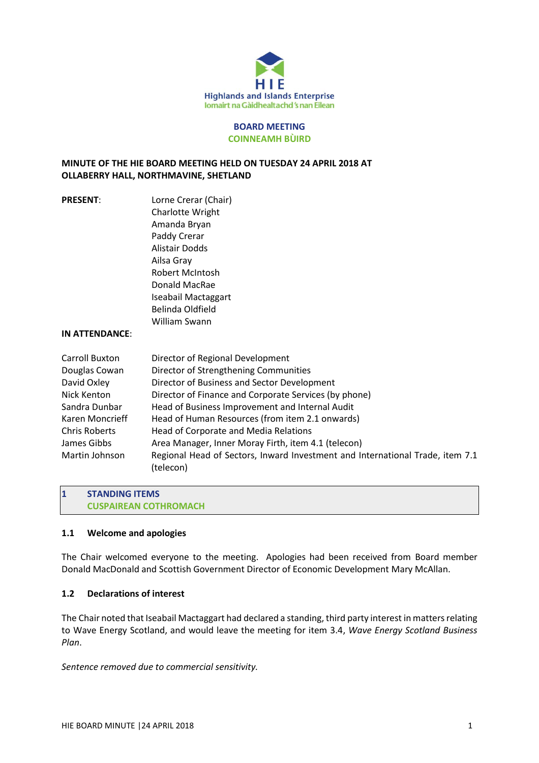HIE

Highlands and Islands Enterprise

Iomairt na Gàidhealtachd 's nan Eilean

**BOARD MEETING**
**COINNEAMH BÙIRD**

**MINUTE OF THE HIE BOARD MEETING HELD ON TUESDAY 24 APRIL 2018 AT OLLABERRY HALL, NORTHMAVINE, SHETLAND**

**PRESENT:**

Lorne Crerar (Chair)
Charlotte Wright
Amanda Bryan
Paddy Crerar
Alistair Dodds
Ailsa Gray
Robert McIntosh
Donald MacRae
Iseabail Mactaggart
Belinda Oldfield
William Swann

**IN ATTENDANCE:**

| | |
|---|---|
| Carroll Buxton | Director of Regional Development |
| Douglas Cowan | Director of Strengthening Communities |
| David Oxley | Director of Business and Sector Development |
| Nick Kenton | Director of Finance and Corporate Services (by phone) |
| Sandra Dunbar | Head of Business Improvement and Internal Audit |
| Karen Moncrieff | Head of Human Resources (from item 2.1 onwards) |
| Chris Roberts | Head of Corporate and Media Relations |
| James Gibbs | Area Manager, Inner Moray Firth, item 4.1 (telecon) |
| Martin Johnson | Regional Head of Sectors, Inward Investment and International Trade, item 7.1 (telecon) |

## 1 STANDING ITEMS
## CUSPAIREAN COTHROMACH

### 1.1 Welcome and apologies

The Chair welcomed everyone to the meeting. Apologies had been received from Board member Donald MacDonald and Scottish Government Director of Economic Development Mary McAllan.

### 1.2 Declarations of interest

The Chair noted that Iseabail Mactaggart had declared a standing, third party interest in matters relating to Wave Energy Scotland, and would leave the meeting for item 3.4, *Wave Energy Scotland Business Plan*.

*Sentence removed due to commercial sensitivity.*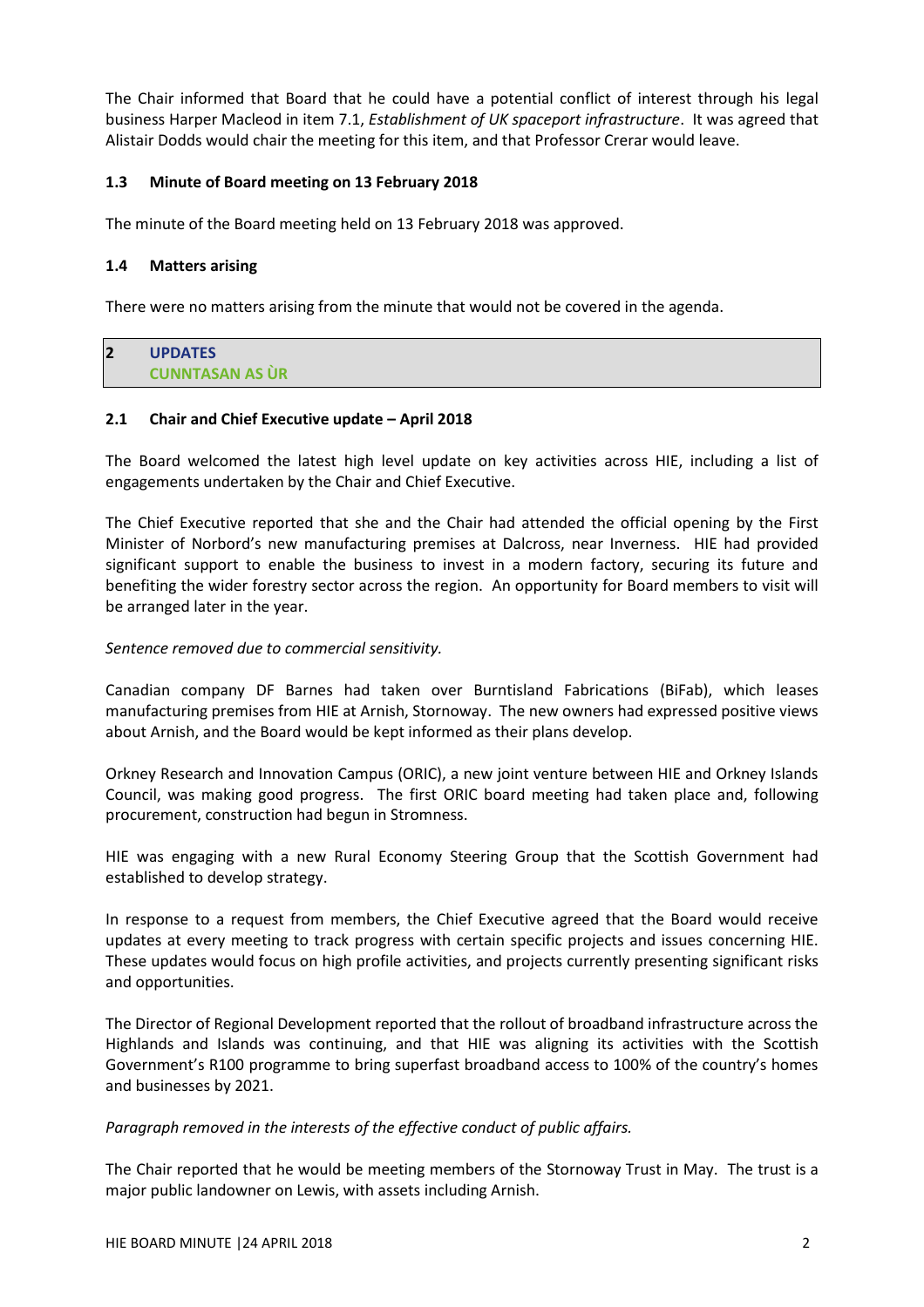The Chair informed that Board that he could have a potential conflict of interest through his legal business Harper Macleod in item 7.1, *Establishment of UK spaceport infrastructure*. It was agreed that Alistair Dodds would chair the meeting for this item, and that Professor Crerar would leave.

### 1.3 Minute of Board meeting on 13 February 2018

The minute of the Board meeting held on 13 February 2018 was approved.

### 1.4 Matters arising

There were no matters arising from the minute that would not be covered in the agenda.

## 2 UPDATES
## CUNNTASAN AS ÙR

### 2.1 Chair and Chief Executive update – April 2018

The Board welcomed the latest high level update on key activities across HIE, including a list of engagements undertaken by the Chair and Chief Executive.

The Chief Executive reported that she and the Chair had attended the official opening by the First Minister of Norbord's new manufacturing premises at Dalcross, near Inverness. HIE had provided significant support to enable the business to invest in a modern factory, securing its future and benefiting the wider forestry sector across the region. An opportunity for Board members to visit will be arranged later in the year.

*Sentence removed due to commercial sensitivity.*

Canadian company DF Barnes had taken over Burntisland Fabrications (BiFab), which leases manufacturing premises from HIE at Arnish, Stornoway. The new owners had expressed positive views about Arnish, and the Board would be kept informed as their plans develop.

Orkney Research and Innovation Campus (ORIC), a new joint venture between HIE and Orkney Islands Council, was making good progress. The first ORIC board meeting had taken place and, following procurement, construction had begun in Stromness.

HIE was engaging with a new Rural Economy Steering Group that the Scottish Government had established to develop strategy.

In response to a request from members, the Chief Executive agreed that the Board would receive updates at every meeting to track progress with certain specific projects and issues concerning HIE. These updates would focus on high profile activities, and projects currently presenting significant risks and opportunities.

The Director of Regional Development reported that the rollout of broadband infrastructure across the Highlands and Islands was continuing, and that HIE was aligning its activities with the Scottish Government's R100 programme to bring superfast broadband access to 100% of the country's homes and businesses by 2021.

*Paragraph removed in the interests of the effective conduct of public affairs.*

The Chair reported that he would be meeting members of the Stornoway Trust in May. The trust is a major public landowner on Lewis, with assets including Arnish.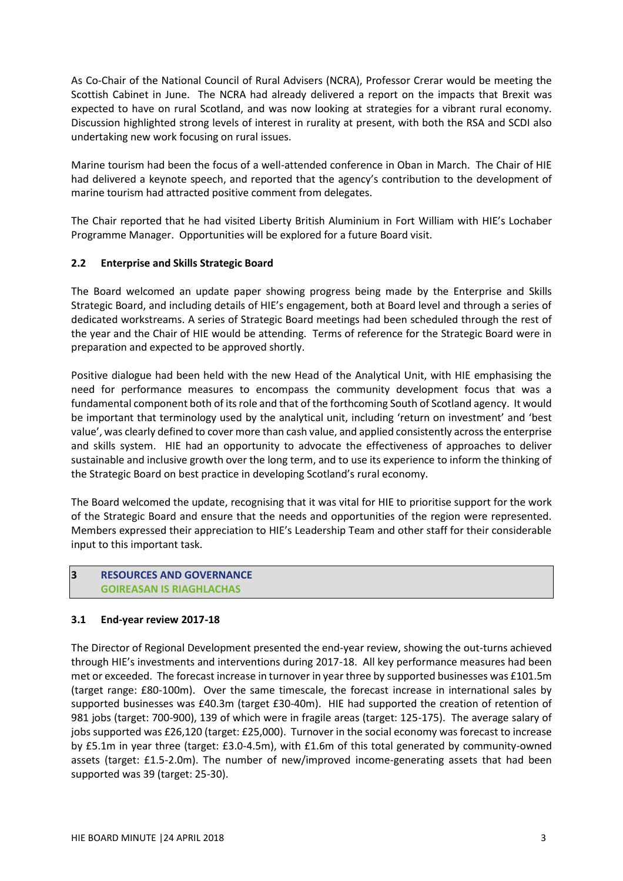As Co-Chair of the National Council of Rural Advisers (NCRA), Professor Crerar would be meeting the Scottish Cabinet in June. The NCRA had already delivered a report on the impacts that Brexit was expected to have on rural Scotland, and was now looking at strategies for a vibrant rural economy. Discussion highlighted strong levels of interest in rurality at present, with both the RSA and SCDI also undertaking new work focusing on rural issues.

Marine tourism had been the focus of a well-attended conference in Oban in March. The Chair of HIE had delivered a keynote speech, and reported that the agency's contribution to the development of marine tourism had attracted positive comment from delegates.

The Chair reported that he had visited Liberty British Aluminium in Fort William with HIE's Lochaber Programme Manager. Opportunities will be explored for a future Board visit.

### 2.2 Enterprise and Skills Strategic Board

The Board welcomed an update paper showing progress being made by the Enterprise and Skills Strategic Board, and including details of HIE's engagement, both at Board level and through a series of dedicated workstreams. A series of Strategic Board meetings had been scheduled through the rest of the year and the Chair of HIE would be attending. Terms of reference for the Strategic Board were in preparation and expected to be approved shortly.

Positive dialogue had been held with the new Head of the Analytical Unit, with HIE emphasising the need for performance measures to encompass the community development focus that was a fundamental component both of its role and that of the forthcoming South of Scotland agency. It would be important that terminology used by the analytical unit, including 'return on investment' and 'best value', was clearly defined to cover more than cash value, and applied consistently across the enterprise and skills system. HIE had an opportunity to advocate the effectiveness of approaches to deliver sustainable and inclusive growth over the long term, and to use its experience to inform the thinking of the Strategic Board on best practice in developing Scotland's rural economy.

The Board welcomed the update, recognising that it was vital for HIE to prioritise support for the work of the Strategic Board and ensure that the needs and opportunities of the region were represented. Members expressed their appreciation to HIE's Leadership Team and other staff for their considerable input to this important task.

## 3 RESOURCES AND GOVERNANCE
## GOIREASAN IS RIAGHLACHAS

### 3.1 End-year review 2017-18

The Director of Regional Development presented the end-year review, showing the out-turns achieved through HIE's investments and interventions during 2017-18. All key performance measures had been met or exceeded. The forecast increase in turnover in year three by supported businesses was £101.5m (target range: £80-100m). Over the same timescale, the forecast increase in international sales by supported businesses was £40.3m (target £30-40m). HIE had supported the creation of retention of 981 jobs (target: 700-900), 139 of which were in fragile areas (target: 125-175). The average salary of jobs supported was £26,120 (target: £25,000). Turnover in the social economy was forecast to increase by £5.1m in year three (target: £3.0-4.5m), with £1.6m of this total generated by community-owned assets (target: £1.5-2.0m). The number of new/improved income-generating assets that had been supported was 39 (target: 25-30).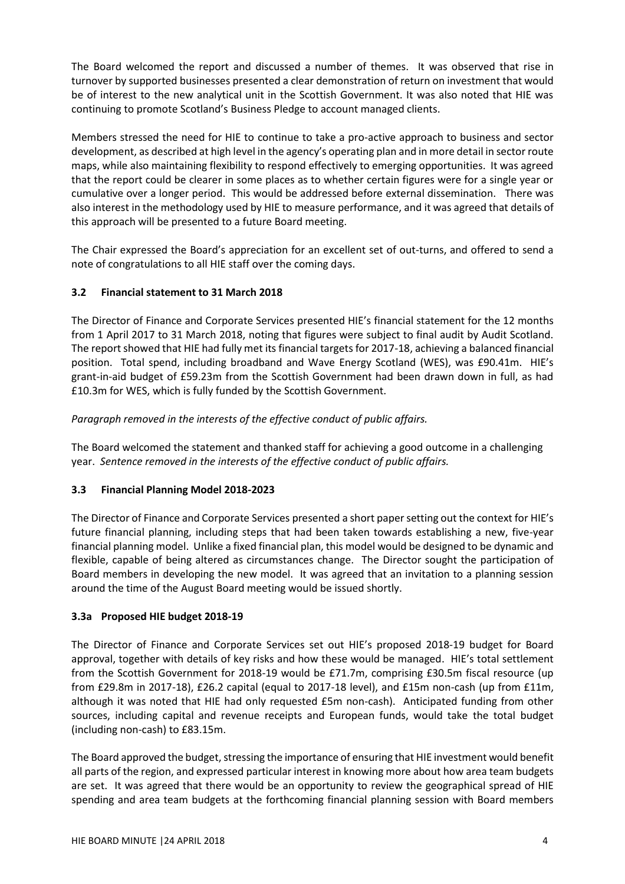The Board welcomed the report and discussed a number of themes. It was observed that rise in turnover by supported businesses presented a clear demonstration of return on investment that would be of interest to the new analytical unit in the Scottish Government. It was also noted that HIE was continuing to promote Scotland's Business Pledge to account managed clients.

Members stressed the need for HIE to continue to take a pro-active approach to business and sector development, as described at high level in the agency's operating plan and in more detail in sector route maps, while also maintaining flexibility to respond effectively to emerging opportunities. It was agreed that the report could be clearer in some places as to whether certain figures were for a single year or cumulative over a longer period. This would be addressed before external dissemination. There was also interest in the methodology used by HIE to measure performance, and it was agreed that details of this approach will be presented to a future Board meeting.

The Chair expressed the Board's appreciation for an excellent set of out-turns, and offered to send a note of congratulations to all HIE staff over the coming days.

### 3.2 Financial statement to 31 March 2018

The Director of Finance and Corporate Services presented HIE's financial statement for the 12 months from 1 April 2017 to 31 March 2018, noting that figures were subject to final audit by Audit Scotland. The report showed that HIE had fully met its financial targets for 2017-18, achieving a balanced financial position. Total spend, including broadband and Wave Energy Scotland (WES), was £90.41m. HIE's grant-in-aid budget of £59.23m from the Scottish Government had been drawn down in full, as had £10.3m for WES, which is fully funded by the Scottish Government.

*Paragraph removed in the interests of the effective conduct of public affairs.*

The Board welcomed the statement and thanked staff for achieving a good outcome in a challenging year. *Sentence removed in the interests of the effective conduct of public affairs.*

### 3.3 Financial Planning Model 2018-2023

The Director of Finance and Corporate Services presented a short paper setting out the context for HIE's future financial planning, including steps that had been taken towards establishing a new, five-year financial planning model. Unlike a fixed financial plan, this model would be designed to be dynamic and flexible, capable of being altered as circumstances change. The Director sought the participation of Board members in developing the new model. It was agreed that an invitation to a planning session around the time of the August Board meeting would be issued shortly.

### 3.3a Proposed HIE budget 2018-19

The Director of Finance and Corporate Services set out HIE's proposed 2018-19 budget for Board approval, together with details of key risks and how these would be managed. HIE's total settlement from the Scottish Government for 2018-19 would be £71.7m, comprising £30.5m fiscal resource (up from £29.8m in 2017-18), £26.2 capital (equal to 2017-18 level), and £15m non-cash (up from £11m, although it was noted that HIE had only requested £5m non-cash). Anticipated funding from other sources, including capital and revenue receipts and European funds, would take the total budget (including non-cash) to £83.15m.

The Board approved the budget, stressing the importance of ensuring that HIE investment would benefit all parts of the region, and expressed particular interest in knowing more about how area team budgets are set. It was agreed that there would be an opportunity to review the geographical spread of HIE spending and area team budgets at the forthcoming financial planning session with Board members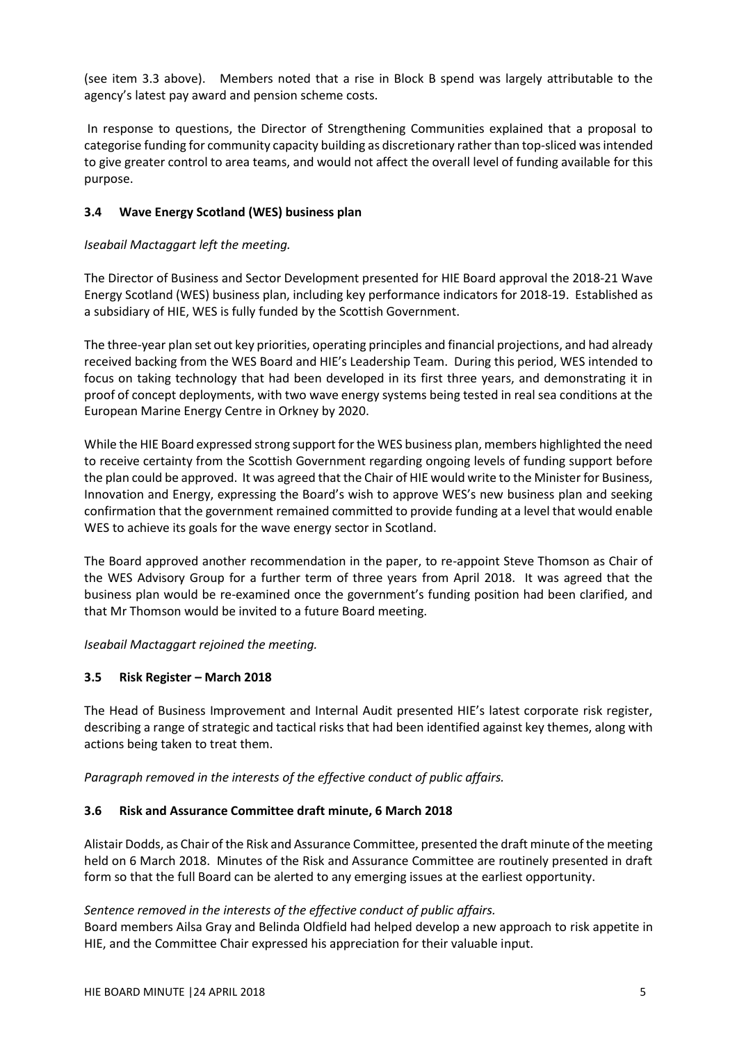(see item 3.3 above). Members noted that a rise in Block B spend was largely attributable to the agency's latest pay award and pension scheme costs.

In response to questions, the Director of Strengthening Communities explained that a proposal to categorise funding for community capacity building as discretionary rather than top-sliced was intended to give greater control to area teams, and would not affect the overall level of funding available for this purpose.

### 3.4 Wave Energy Scotland (WES) business plan

*Iseabail Mactaggart left the meeting.*

The Director of Business and Sector Development presented for HIE Board approval the 2018-21 Wave Energy Scotland (WES) business plan, including key performance indicators for 2018-19. Established as a subsidiary of HIE, WES is fully funded by the Scottish Government.

The three-year plan set out key priorities, operating principles and financial projections, and had already received backing from the WES Board and HIE's Leadership Team. During this period, WES intended to focus on taking technology that had been developed in its first three years, and demonstrating it in proof of concept deployments, with two wave energy systems being tested in real sea conditions at the European Marine Energy Centre in Orkney by 2020.

While the HIE Board expressed strong support for the WES business plan, members highlighted the need to receive certainty from the Scottish Government regarding ongoing levels of funding support before the plan could be approved. It was agreed that the Chair of HIE would write to the Minister for Business, Innovation and Energy, expressing the Board's wish to approve WES's new business plan and seeking confirmation that the government remained committed to provide funding at a level that would enable WES to achieve its goals for the wave energy sector in Scotland.

The Board approved another recommendation in the paper, to re-appoint Steve Thomson as Chair of the WES Advisory Group for a further term of three years from April 2018. It was agreed that the business plan would be re-examined once the government's funding position had been clarified, and that Mr Thomson would be invited to a future Board meeting.

*Iseabail Mactaggart rejoined the meeting.*

### 3.5 Risk Register – March 2018

The Head of Business Improvement and Internal Audit presented HIE's latest corporate risk register, describing a range of strategic and tactical risks that had been identified against key themes, along with actions being taken to treat them.

*Paragraph removed in the interests of the effective conduct of public affairs.*

### 3.6 Risk and Assurance Committee draft minute, 6 March 2018

Alistair Dodds, as Chair of the Risk and Assurance Committee, presented the draft minute of the meeting held on 6 March 2018. Minutes of the Risk and Assurance Committee are routinely presented in draft form so that the full Board can be alerted to any emerging issues at the earliest opportunity.

*Sentence removed in the interests of the effective conduct of public affairs.*
Board members Ailsa Gray and Belinda Oldfield had helped develop a new approach to risk appetite in HIE, and the Committee Chair expressed his appreciation for their valuable input.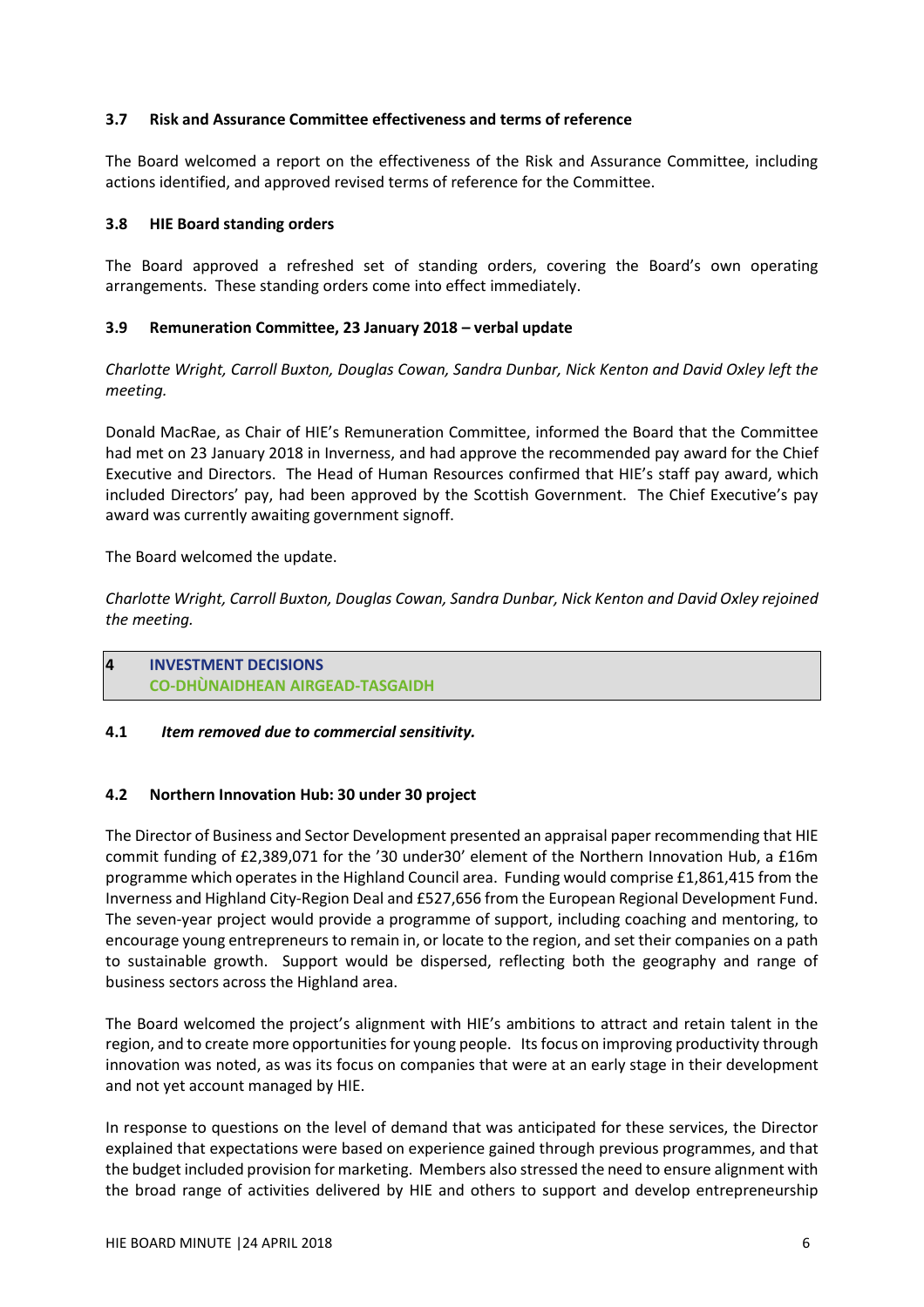### 3.7 Risk and Assurance Committee effectiveness and terms of reference

The Board welcomed a report on the effectiveness of the Risk and Assurance Committee, including actions identified, and approved revised terms of reference for the Committee.

### 3.8 HIE Board standing orders

The Board approved a refreshed set of standing orders, covering the Board's own operating arrangements. These standing orders come into effect immediately.

### 3.9 Remuneration Committee, 23 January 2018 – verbal update

*Charlotte Wright, Carroll Buxton, Douglas Cowan, Sandra Dunbar, Nick Kenton and David Oxley left the meeting.*

Donald MacRae, as Chair of HIE's Remuneration Committee, informed the Board that the Committee had met on 23 January 2018 in Inverness, and had approve the recommended pay award for the Chief Executive and Directors. The Head of Human Resources confirmed that HIE's staff pay award, which included Directors' pay, had been approved by the Scottish Government. The Chief Executive's pay award was currently awaiting government signoff.

The Board welcomed the update.

*Charlotte Wright, Carroll Buxton, Douglas Cowan, Sandra Dunbar, Nick Kenton and David Oxley rejoined the meeting.*

## 4 INVESTMENT DECISIONS
## CO-DHÙNAIDHEAN AIRGEAD-TASGAIDH

### 4.1 *Item removed due to commercial sensitivity.*

### 4.2 Northern Innovation Hub: 30 under 30 project

The Director of Business and Sector Development presented an appraisal paper recommending that HIE commit funding of £2,389,071 for the '30 under30' element of the Northern Innovation Hub, a £16m programme which operates in the Highland Council area. Funding would comprise £1,861,415 from the Inverness and Highland City-Region Deal and £527,656 from the European Regional Development Fund. The seven-year project would provide a programme of support, including coaching and mentoring, to encourage young entrepreneurs to remain in, or locate to the region, and set their companies on a path to sustainable growth. Support would be dispersed, reflecting both the geography and range of business sectors across the Highland area.

The Board welcomed the project's alignment with HIE's ambitions to attract and retain talent in the region, and to create more opportunities for young people. Its focus on improving productivity through innovation was noted, as was its focus on companies that were at an early stage in their development and not yet account managed by HIE.

In response to questions on the level of demand that was anticipated for these services, the Director explained that expectations were based on experience gained through previous programmes, and that the budget included provision for marketing. Members also stressed the need to ensure alignment with the broad range of activities delivered by HIE and others to support and develop entrepreneurship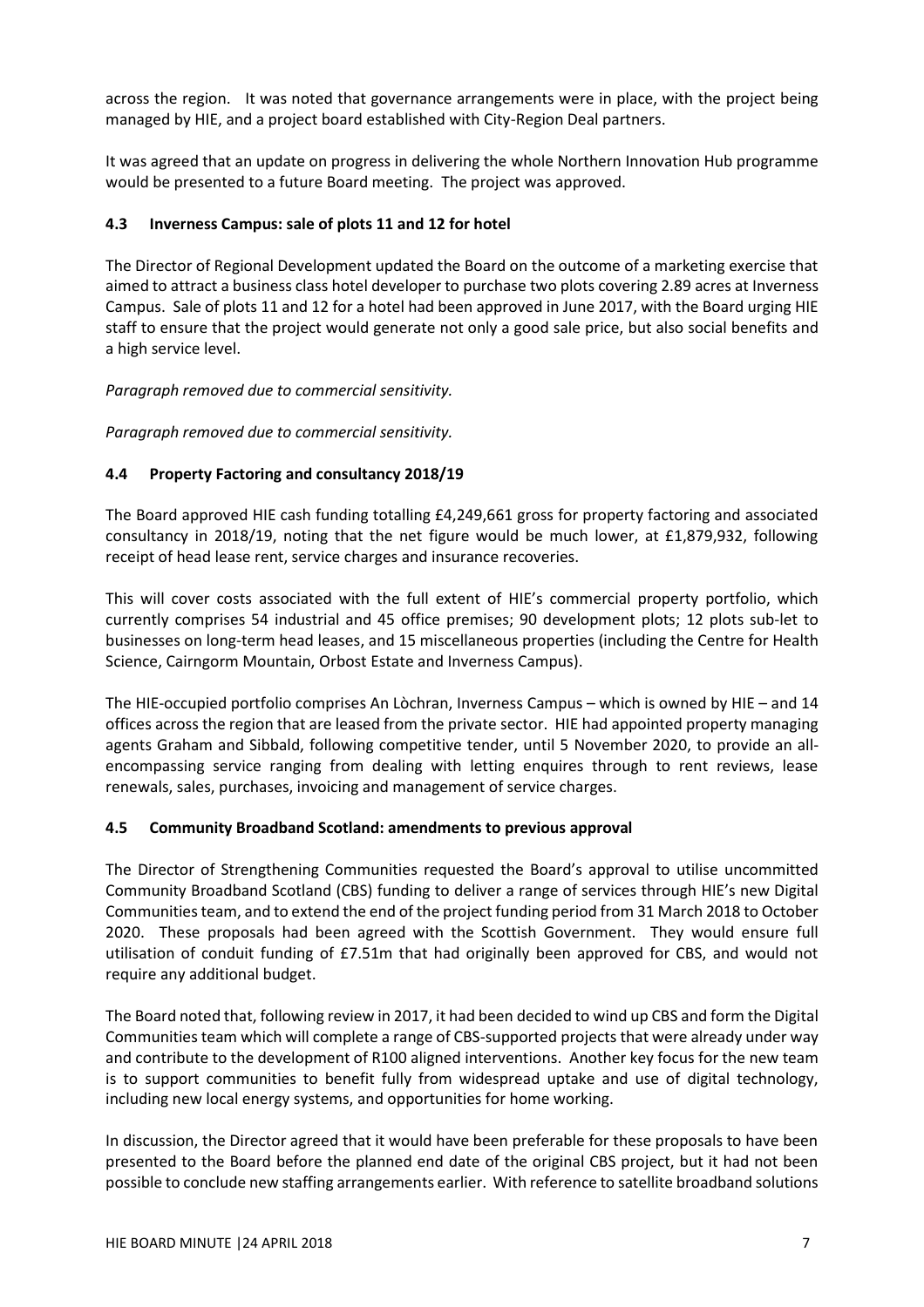across the region. It was noted that governance arrangements were in place, with the project being managed by HIE, and a project board established with City-Region Deal partners.

It was agreed that an update on progress in delivering the whole Northern Innovation Hub programme would be presented to a future Board meeting. The project was approved.

### 4.3 Inverness Campus: sale of plots 11 and 12 for hotel

The Director of Regional Development updated the Board on the outcome of a marketing exercise that aimed to attract a business class hotel developer to purchase two plots covering 2.89 acres at Inverness Campus. Sale of plots 11 and 12 for a hotel had been approved in June 2017, with the Board urging HIE staff to ensure that the project would generate not only a good sale price, but also social benefits and a high service level.

*Paragraph removed due to commercial sensitivity.*

*Paragraph removed due to commercial sensitivity.*

### 4.4 Property Factoring and consultancy 2018/19

The Board approved HIE cash funding totalling £4,249,661 gross for property factoring and associated consultancy in 2018/19, noting that the net figure would be much lower, at £1,879,932, following receipt of head lease rent, service charges and insurance recoveries.

This will cover costs associated with the full extent of HIE's commercial property portfolio, which currently comprises 54 industrial and 45 office premises; 90 development plots; 12 plots sub-let to businesses on long-term head leases, and 15 miscellaneous properties (including the Centre for Health Science, Cairngorm Mountain, Orbost Estate and Inverness Campus).

The HIE-occupied portfolio comprises An Lòchran, Inverness Campus – which is owned by HIE – and 14 offices across the region that are leased from the private sector. HIE had appointed property managing agents Graham and Sibbald, following competitive tender, until 5 November 2020, to provide an all-encompassing service ranging from dealing with letting enquires through to rent reviews, lease renewals, sales, purchases, invoicing and management of service charges.

### 4.5 Community Broadband Scotland: amendments to previous approval

The Director of Strengthening Communities requested the Board's approval to utilise uncommitted Community Broadband Scotland (CBS) funding to deliver a range of services through HIE's new Digital Communities team, and to extend the end of the project funding period from 31 March 2018 to October 2020. These proposals had been agreed with the Scottish Government. They would ensure full utilisation of conduit funding of £7.51m that had originally been approved for CBS, and would not require any additional budget.

The Board noted that, following review in 2017, it had been decided to wind up CBS and form the Digital Communities team which will complete a range of CBS-supported projects that were already under way and contribute to the development of R100 aligned interventions. Another key focus for the new team is to support communities to benefit fully from widespread uptake and use of digital technology, including new local energy systems, and opportunities for home working.

In discussion, the Director agreed that it would have been preferable for these proposals to have been presented to the Board before the planned end date of the original CBS project, but it had not been possible to conclude new staffing arrangements earlier. With reference to satellite broadband solutions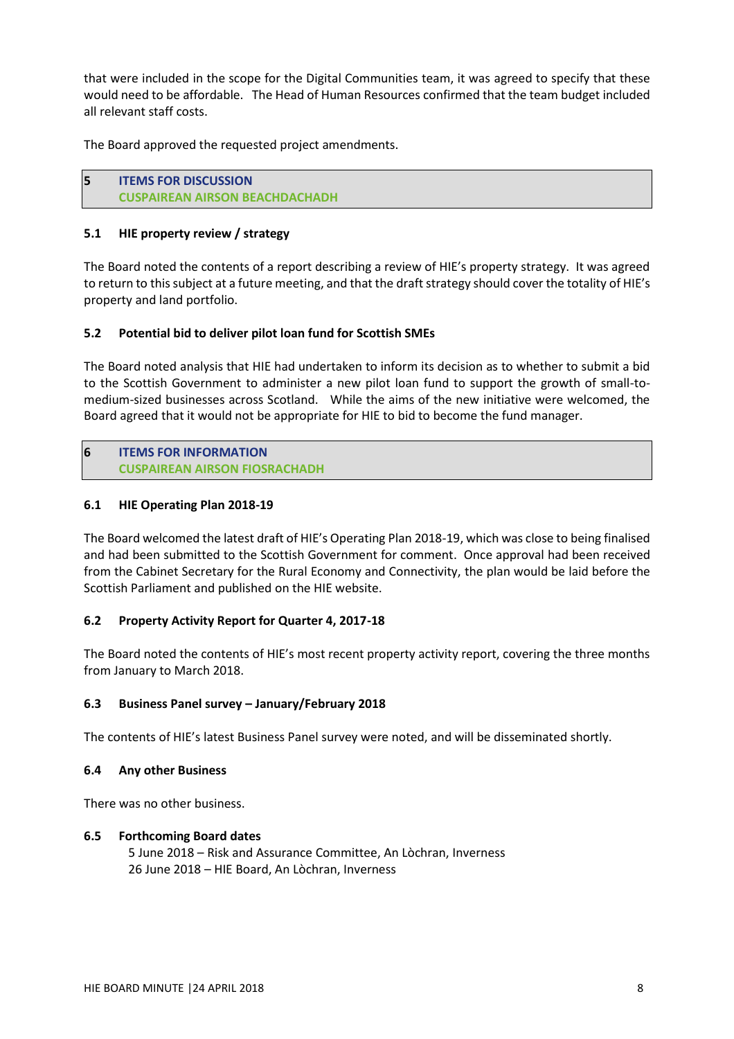that were included in the scope for the Digital Communities team, it was agreed to specify that these would need to be affordable. The Head of Human Resources confirmed that the team budget included all relevant staff costs.

The Board approved the requested project amendments.

## 5 ITEMS FOR DISCUSSION
## CUSPAIREAN AIRSON BEACHDACHADH

### 5.1 HIE property review / strategy

The Board noted the contents of a report describing a review of HIE's property strategy. It was agreed to return to this subject at a future meeting, and that the draft strategy should cover the totality of HIE's property and land portfolio.

### 5.2 Potential bid to deliver pilot loan fund for Scottish SMEs

The Board noted analysis that HIE had undertaken to inform its decision as to whether to submit a bid to the Scottish Government to administer a new pilot loan fund to support the growth of small-to-medium-sized businesses across Scotland. While the aims of the new initiative were welcomed, the Board agreed that it would not be appropriate for HIE to bid to become the fund manager.

## 6 ITEMS FOR INFORMATION
## CUSPAIREAN AIRSON FIOSRACHADH

### 6.1 HIE Operating Plan 2018-19

The Board welcomed the latest draft of HIE's Operating Plan 2018-19, which was close to being finalised and had been submitted to the Scottish Government for comment. Once approval had been received from the Cabinet Secretary for the Rural Economy and Connectivity, the plan would be laid before the Scottish Parliament and published on the HIE website.

### 6.2 Property Activity Report for Quarter 4, 2017-18

The Board noted the contents of HIE's most recent property activity report, covering the three months from January to March 2018.

### 6.3 Business Panel survey – January/February 2018

The contents of HIE's latest Business Panel survey were noted, and will be disseminated shortly.

### 6.4 Any other Business

There was no other business.

### 6.5 Forthcoming Board dates

5 June 2018 – Risk and Assurance Committee, An Lòchran, Inverness
26 June 2018 – HIE Board, An Lòchran, Inverness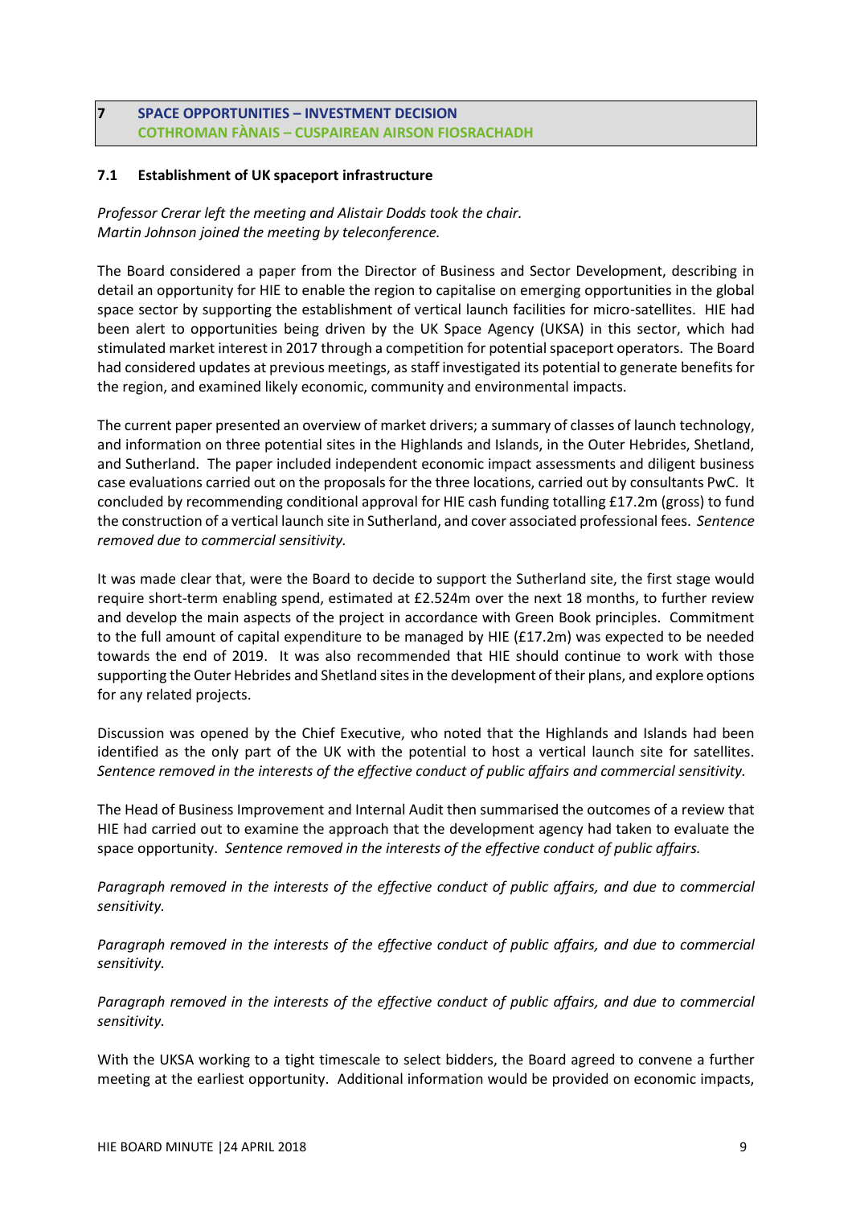## 7 SPACE OPPORTUNITIES – INVESTMENT DECISION
## COTHROMAN FÀNAIS – CUSPAIREAN AIRSON FIOSRACHADH

### 7.1 Establishment of UK spaceport infrastructure

*Professor Crerar left the meeting and Alistair Dodds took the chair.*
*Martin Johnson joined the meeting by teleconference.*

The Board considered a paper from the Director of Business and Sector Development, describing in detail an opportunity for HIE to enable the region to capitalise on emerging opportunities in the global space sector by supporting the establishment of vertical launch facilities for micro-satellites. HIE had been alert to opportunities being driven by the UK Space Agency (UKSA) in this sector, which had stimulated market interest in 2017 through a competition for potential spaceport operators. The Board had considered updates at previous meetings, as staff investigated its potential to generate benefits for the region, and examined likely economic, community and environmental impacts.

The current paper presented an overview of market drivers; a summary of classes of launch technology, and information on three potential sites in the Highlands and Islands, in the Outer Hebrides, Shetland, and Sutherland. The paper included independent economic impact assessments and diligent business case evaluations carried out on the proposals for the three locations, carried out by consultants PwC. It concluded by recommending conditional approval for HIE cash funding totalling £17.2m (gross) to fund the construction of a vertical launch site in Sutherland, and cover associated professional fees. *Sentence removed due to commercial sensitivity.*

It was made clear that, were the Board to decide to support the Sutherland site, the first stage would require short-term enabling spend, estimated at £2.524m over the next 18 months, to further review and develop the main aspects of the project in accordance with Green Book principles. Commitment to the full amount of capital expenditure to be managed by HIE (£17.2m) was expected to be needed towards the end of 2019. It was also recommended that HIE should continue to work with those supporting the Outer Hebrides and Shetland sites in the development of their plans, and explore options for any related projects.

Discussion was opened by the Chief Executive, who noted that the Highlands and Islands had been identified as the only part of the UK with the potential to host a vertical launch site for satellites. *Sentence removed in the interests of the effective conduct of public affairs and commercial sensitivity.*

The Head of Business Improvement and Internal Audit then summarised the outcomes of a review that HIE had carried out to examine the approach that the development agency had taken to evaluate the space opportunity. *Sentence removed in the interests of the effective conduct of public affairs.*

*Paragraph removed in the interests of the effective conduct of public affairs, and due to commercial sensitivity.*

*Paragraph removed in the interests of the effective conduct of public affairs, and due to commercial sensitivity.*

*Paragraph removed in the interests of the effective conduct of public affairs, and due to commercial sensitivity.*

With the UKSA working to a tight timescale to select bidders, the Board agreed to convene a further meeting at the earliest opportunity. Additional information would be provided on economic impacts,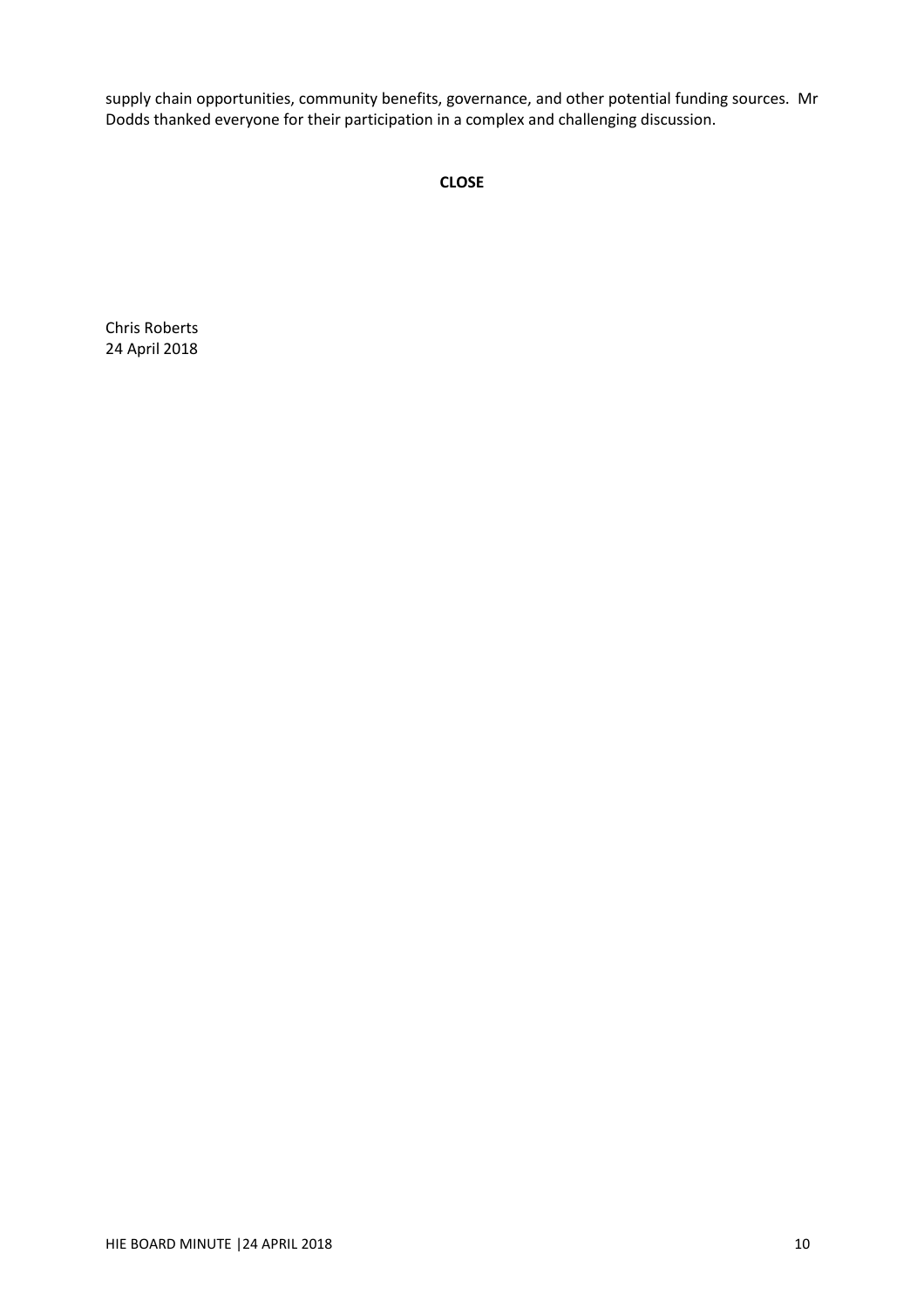supply chain opportunities, community benefits, governance, and other potential funding sources. Mr Dodds thanked everyone for their participation in a complex and challenging discussion.

**CLOSE**

Chris Roberts
24 April 2018